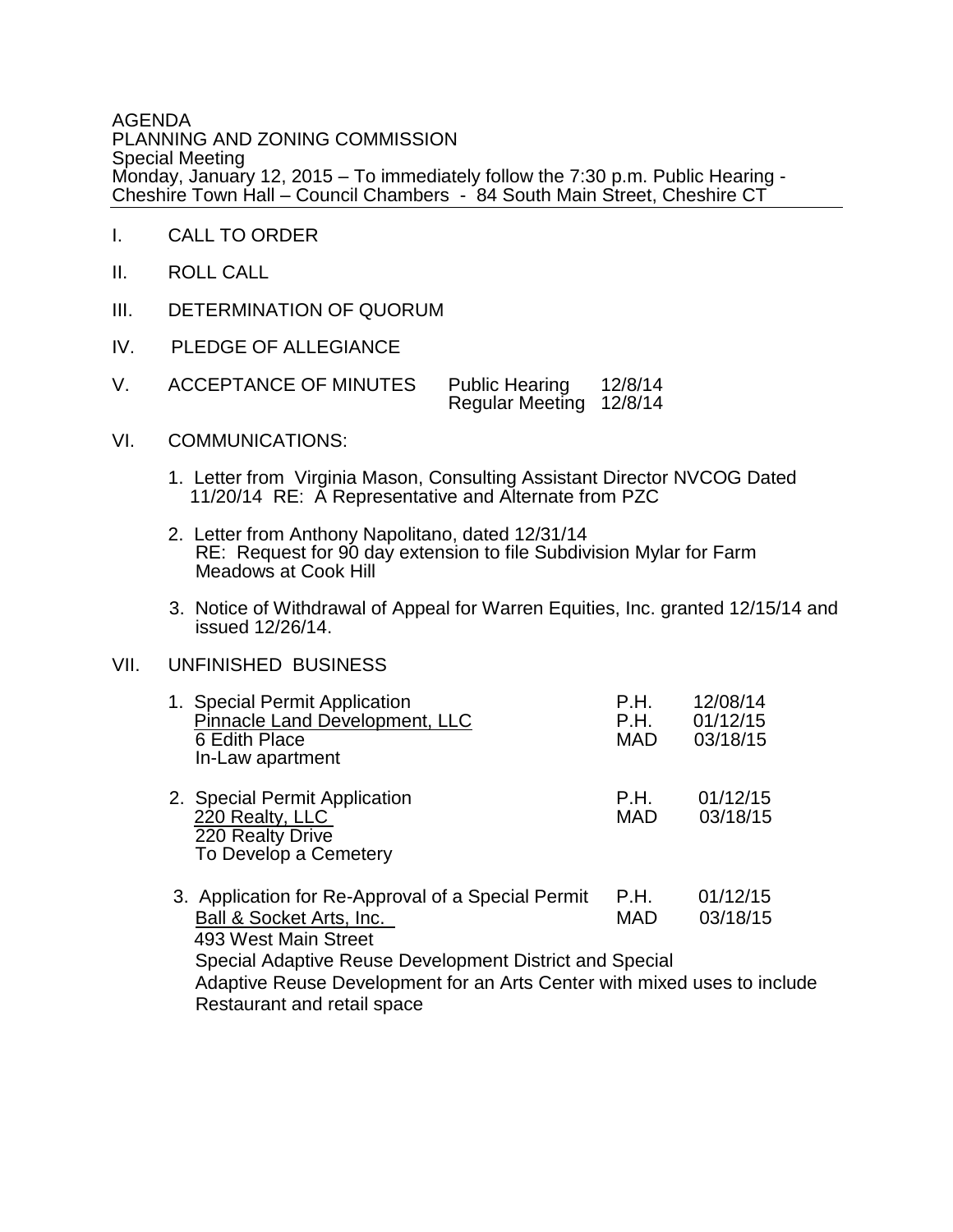AGENDA
PLANNING AND ZONING COMMISSION
Special Meeting
Monday, January 12, 2015 – To immediately follow the 7:30 p.m. Public Hearing - Cheshire Town Hall – Council Chambers - 84 South Main Street, Cheshire CT

---

I. CALL TO ORDER

II. ROLL CALL

III. DETERMINATION OF QUORUM

IV. PLEDGE OF ALLEGIANCE

V. ACCEPTANCE OF MINUTES Public Hearing 12/8/14
Regular Meeting 12/8/14

VI. COMMUNICATIONS:

1. Letter from Virginia Mason, Consulting Assistant Director NVCOG Dated 11/20/14 RE: A Representative and Alternate from PZC

2. Letter from Anthony Napolitano, dated 12/31/14
RE: Request for 90 day extension to file Subdivision Mylar for Farm Meadows at Cook Hill

3. Notice of Withdrawal of Appeal for Warren Equities, Inc. granted 12/15/14 and issued 12/26/14.

VII. UNFINISHED BUSINESS

1. Special Permit Application P.H. 12/08/14
<u>Pinnacle Land Development, LLC</u> P.H. 01/12/15
6 Edith Place MAD 03/18/15
In-Law apartment

2. Special Permit Application P.H. 01/12/15
<u>220 Realty, LLC</u> MAD 03/18/15
220 Realty Drive
To Develop a Cemetery

3. Application for Re-Approval of a Special Permit P.H. 01/12/15
<u>Ball & Socket Arts, Inc.</u> MAD 03/18/15
493 West Main Street
Special Adaptive Reuse Development District and Special Adaptive Reuse Development for an Arts Center with mixed uses to include Restaurant and retail space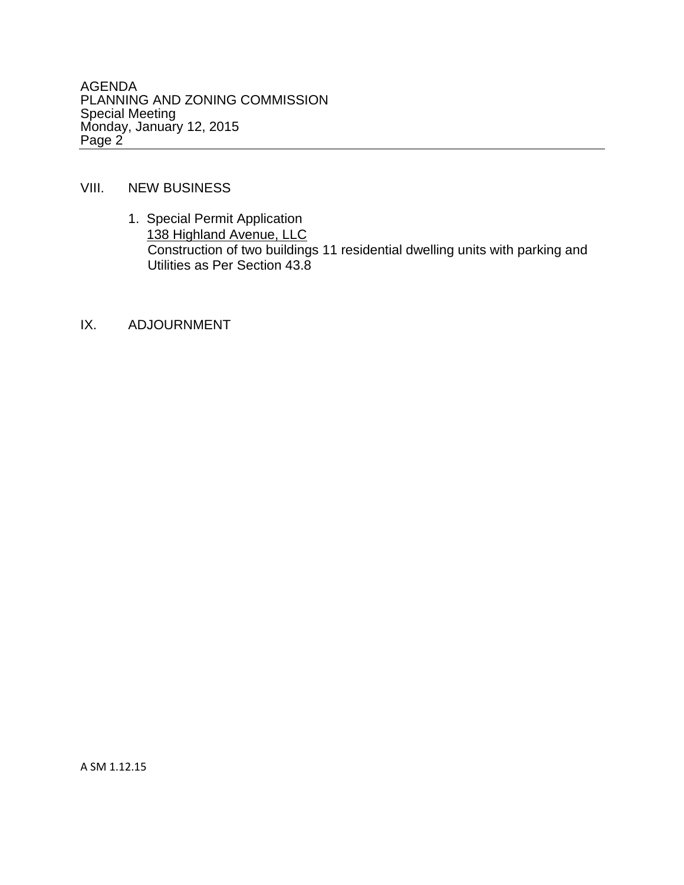## VIII. NEW BUSINESS

1. Special Permit Application
   138 Highland Avenue, LLC
   Construction of two buildings 11 residential dwelling units with parking and Utilities as Per Section 43.8

## IX. ADJOURNMENT